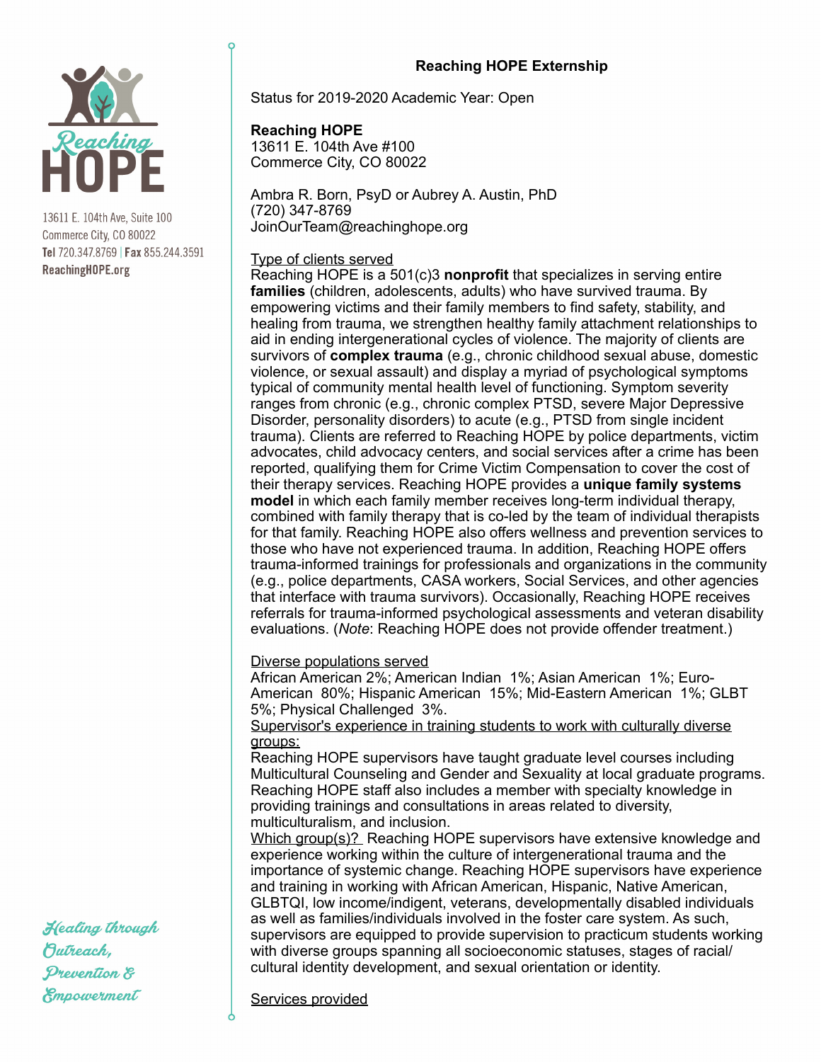# Reaching HOPE Externship

13611 E. 104th Ave, Suite 100
Commerce City, CO 80022
**Tel** 720.347.8769 | **Fax** 855.244.3591
**ReachingHOPE.org**

*Healing through Outreach, Prevention & Empowerment*

Status for 2019-2020 Academic Year: Open

**Reaching HOPE**
13611 E. 104th Ave #100
Commerce City, CO 80022

Ambra R. Born, PsyD or Aubrey A. Austin, PhD
(720) 347-8769
JoinOurTeam@reachinghope.org

<u>Type of clients served</u>
Reaching HOPE is a 501(c)3 **nonprofit** that specializes in serving entire **families** (children, adolescents, adults) who have survived trauma. By empowering victims and their family members to find safety, stability, and healing from trauma, we strengthen healthy family attachment relationships to aid in ending intergenerational cycles of violence. The majority of clients are survivors of **complex trauma** (e.g., chronic childhood sexual abuse, domestic violence, or sexual assault) and display a myriad of psychological symptoms typical of community mental health level of functioning. Symptom severity ranges from chronic (e.g., chronic complex PTSD, severe Major Depressive Disorder, personality disorders) to acute (e.g., PTSD from single incident trauma). Clients are referred to Reaching HOPE by police departments, victim advocates, child advocacy centers, and social services after a crime has been reported, qualifying them for Crime Victim Compensation to cover the cost of their therapy services. Reaching HOPE provides a **unique family systems model** in which each family member receives long-term individual therapy, combined with family therapy that is co-led by the team of individual therapists for that family. Reaching HOPE also offers wellness and prevention services to those who have not experienced trauma. In addition, Reaching HOPE offers trauma-informed trainings for professionals and organizations in the community (e.g., police departments, CASA workers, Social Services, and other agencies that interface with trauma survivors). Occasionally, Reaching HOPE receives referrals for trauma-informed psychological assessments and veteran disability evaluations. (*Note*: Reaching HOPE does not provide offender treatment.)

<u>Diverse populations served</u>
African American 2%; American Indian 1%; Asian American 1%; Euro-American 80%; Hispanic American 15%; Mid-Eastern American 1%; GLBT 5%; Physical Challenged 3%.
<u>Supervisor's experience in training students to work with culturally diverse groups:</u>
Reaching HOPE supervisors have taught graduate level courses including Multicultural Counseling and Gender and Sexuality at local graduate programs. Reaching HOPE staff also includes a member with specialty knowledge in providing trainings and consultations in areas related to diversity, multiculturalism, and inclusion.
<u>Which group(s)?</u> Reaching HOPE supervisors have extensive knowledge and experience working within the culture of intergenerational trauma and the importance of systemic change. Reaching HOPE supervisors have experience and training in working with African American, Hispanic, Native American, GLBTQI, low income/indigent, veterans, developmentally disabled individuals as well as families/individuals involved in the foster care system. As such, supervisors are equipped to provide supervision to practicum students working with diverse groups spanning all socioeconomic statuses, stages of racial/cultural identity development, and sexual orientation or identity.

<u>Services provided</u>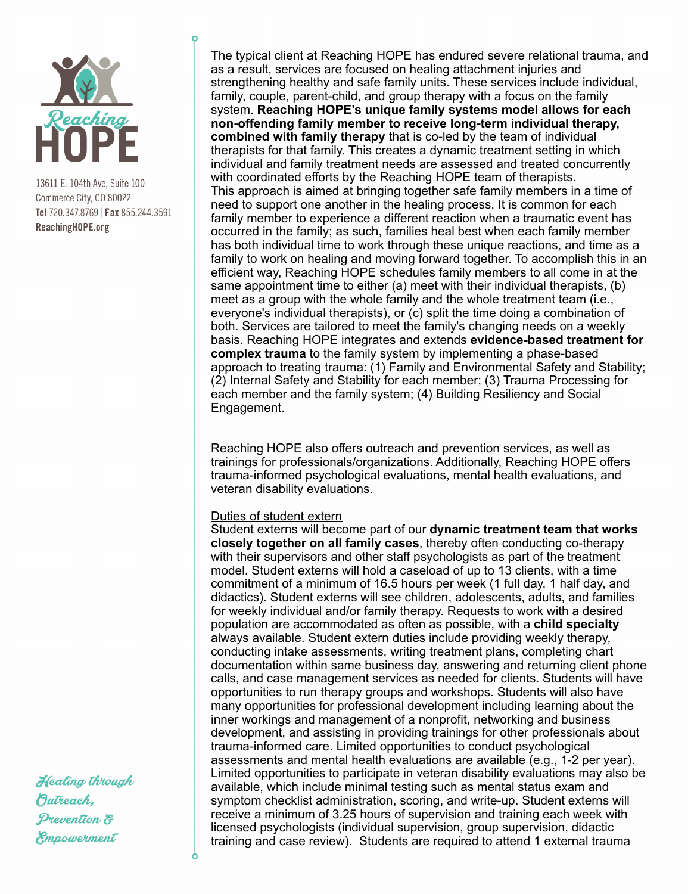The typical client at Reaching HOPE has endured severe relational trauma, and as a result, services are focused on healing attachment injuries and strengthening healthy and safe family units. These services include individual, family, couple, parent-child, and group therapy with a focus on the family system. **Reaching HOPE's unique family systems model allows for each non-offending family member to receive long-term individual therapy, combined with family therapy** that is co-led by the team of individual therapists for that family. This creates a dynamic treatment setting in which individual and family treatment needs are assessed and treated concurrently with coordinated efforts by the Reaching HOPE team of therapists.
This approach is aimed at bringing together safe family members in a time of need to support one another in the healing process. It is common for each family member to experience a different reaction when a traumatic event has occurred in the family; as such, families heal best when each family member has both individual time to work through these unique reactions, and time as a family to work on healing and moving forward together. To accomplish this in an efficient way, Reaching HOPE schedules family members to all come in at the same appointment time to either (a) meet with their individual therapists, (b) meet as a group with the whole family and the whole treatment team (i.e., everyone's individual therapists), or (c) split the time doing a combination of both. Services are tailored to meet the family's changing needs on a weekly basis. Reaching HOPE integrates and extends **evidence-based treatment for complex trauma** to the family system by implementing a phase-based approach to treating trauma: (1) Family and Environmental Safety and Stability; (2) Internal Safety and Stability for each member; (3) Trauma Processing for each member and the family system; (4) Building Resiliency and Social Engagement.

Reaching HOPE also offers outreach and prevention services, as well as trainings for professionals/organizations. Additionally, Reaching HOPE offers trauma-informed psychological evaluations, mental health evaluations, and veteran disability evaluations.

<u>Duties of student extern</u>

Student externs will become part of our **dynamic treatment team that works closely together on all family cases**, thereby often conducting co-therapy with their supervisors and other staff psychologists as part of the treatment model. Student externs will hold a caseload of up to 13 clients, with a time commitment of a minimum of 16.5 hours per week (1 full day, 1 half day, and didactics). Student externs will see children, adolescents, adults, and families for weekly individual and/or family therapy. Requests to work with a desired population are accommodated as often as possible, with a **child specialty** always available. Student extern duties include providing weekly therapy, conducting intake assessments, writing treatment plans, completing chart documentation within same business day, answering and returning client phone calls, and case management services as needed for clients. Students will have opportunities to run therapy groups and workshops. Students will also have many opportunities for professional development including learning about the inner workings and management of a nonprofit, networking and business development, and assisting in providing trainings for other professionals about trauma-informed care. Limited opportunities to conduct psychological assessments and mental health evaluations are available (e.g., 1-2 per year). Limited opportunities to participate in veteran disability evaluations may also be available, which include minimal testing such as mental status exam and symptom checklist administration, scoring, and write-up. Student externs will receive a minimum of 3.25 hours of supervision and training each week with licensed psychologists (individual supervision, group supervision, didactic training and case review). Students are required to attend 1 external trauma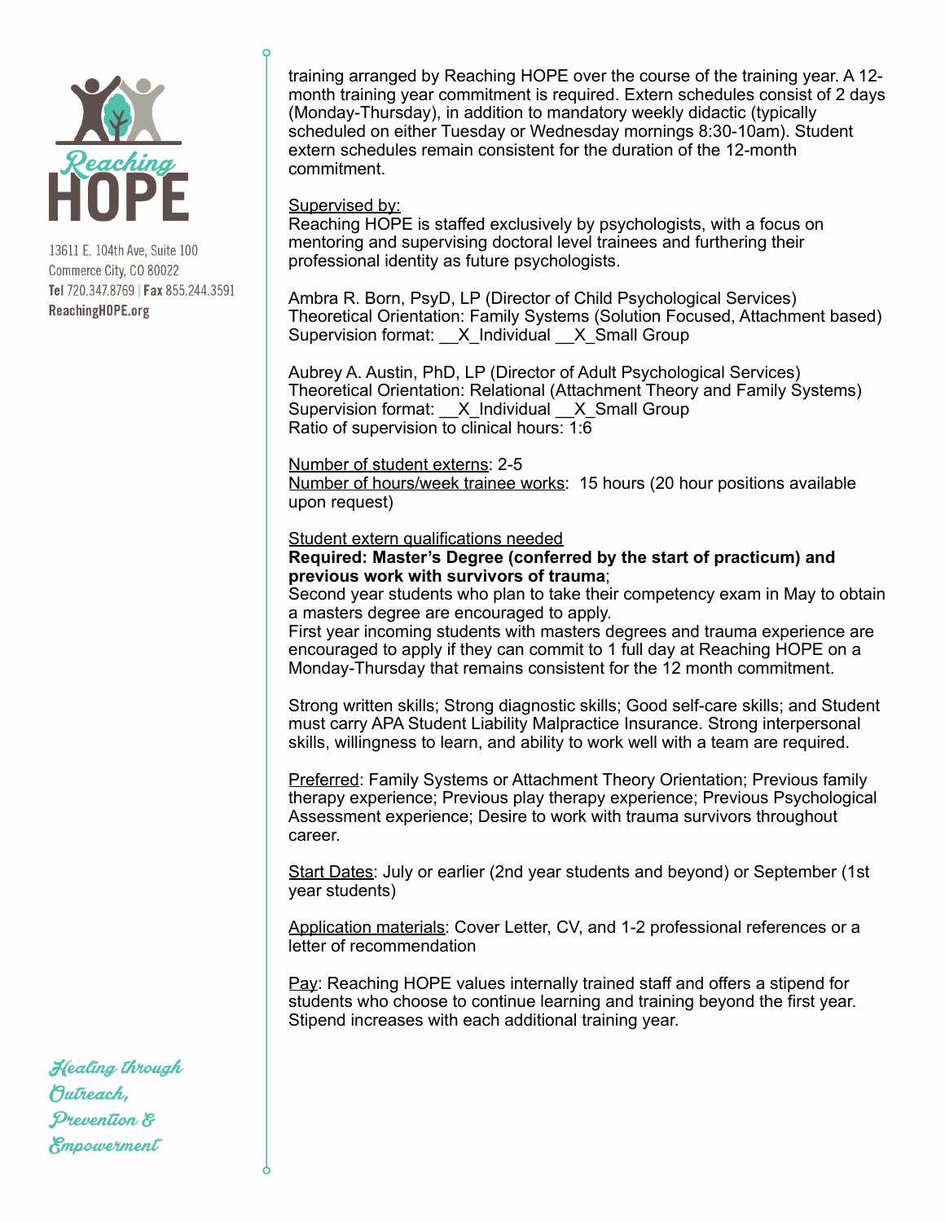training arranged by Reaching HOPE over the course of the training year. A 12-month training year commitment is required. Extern schedules consist of 2 days (Monday-Thursday), in addition to mandatory weekly didactic (typically scheduled on either Tuesday or Wednesday mornings 8:30-10am). Student extern schedules remain consistent for the duration of the 12-month commitment.

Supervised by:
Reaching HOPE is staffed exclusively by psychologists, with a focus on mentoring and supervising doctoral level trainees and furthering their professional identity as future psychologists.

Ambra R. Born, PsyD, LP (Director of Child Psychological Services)
Theoretical Orientation: Family Systems (Solution Focused, Attachment based)
Supervision format: __X_Individual __X_Small Group

Aubrey A. Austin, PhD, LP (Director of Adult Psychological Services)
Theoretical Orientation: Relational (Attachment Theory and Family Systems)
Supervision format: __X_Individual __X_Small Group
Ratio of supervision to clinical hours: 1:6

Number of student externs: 2-5
Number of hours/week trainee works: 15 hours (20 hour positions available upon request)

Student extern qualifications needed
**Required: Master's Degree (conferred by the start of practicum) and previous work with survivors of trauma**;
Second year students who plan to take their competency exam in May to obtain a masters degree are encouraged to apply.
First year incoming students with masters degrees and trauma experience are encouraged to apply if they can commit to 1 full day at Reaching HOPE on a Monday-Thursday that remains consistent for the 12 month commitment.

Strong written skills; Strong diagnostic skills; Good self-care skills; and Student must carry APA Student Liability Malpractice Insurance. Strong interpersonal skills, willingness to learn, and ability to work well with a team are required.

Preferred: Family Systems or Attachment Theory Orientation; Previous family therapy experience; Previous play therapy experience; Previous Psychological Assessment experience; Desire to work with trauma survivors throughout career.

Start Dates: July or earlier (2nd year students and beyond) or September (1st year students)

Application materials: Cover Letter, CV, and 1-2 professional references or a letter of recommendation

Pay: Reaching HOPE values internally trained staff and offers a stipend for students who choose to continue learning and training beyond the first year. Stipend increases with each additional training year.